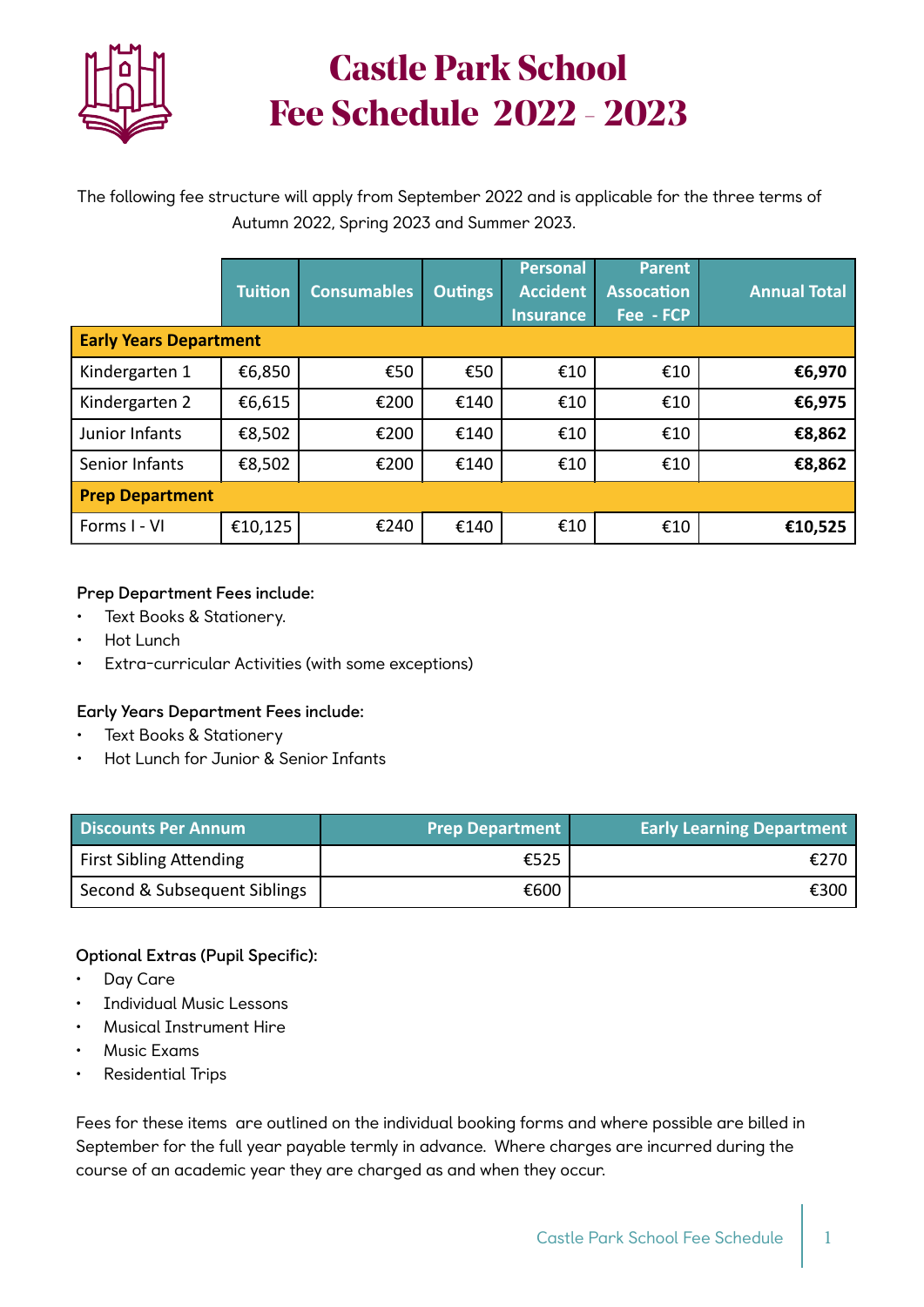# Castle Park School
# Fee Schedule 2022 - 2023

The following fee structure will apply from September 2022 and is applicable for the three terms of Autumn 2022, Spring 2023 and Summer 2023.

| | Tuition | Consumables | Outings | Personal Accident Insurance | Parent Assocation Fee - FCP | Annual Total |
|---|---|---|---|---|---|---|
| **Early Years Department** | | | | | | |
| Kindergarten 1 | €6,850 | €50 | €50 | €10 | €10 | **€6,970** |
| Kindergarten 2 | €6,615 | €200 | €140 | €10 | €10 | **€6,975** |
| Junior Infants | €8,502 | €200 | €140 | €10 | €10 | **€8,862** |
| Senior Infants | €8,502 | €200 | €140 | €10 | €10 | **€8,862** |
| **Prep Department** | | | | | | |
| Forms I - VI | €10,125 | €240 | €140 | €10 | €10 | **€10,525** |

**Prep Department Fees include:**

- Text Books & Stationery.
- Hot Lunch
- Extra-curricular Activities (with some exceptions)

**Early Years Department Fees include:**

- Text Books & Stationery
- Hot Lunch for Junior & Senior Infants

| Discounts Per Annum | Prep Department | Early Learning Department |
|---|---|---|
| First Sibling Attending | €525 | €270 |
| Second & Subsequent Siblings | €600 | €300 |

**Optional Extras (Pupil Specific):**

- Day Care
- Individual Music Lessons
- Musical Instrument Hire
- Music Exams
- Residential Trips

Fees for these items are outlined on the individual booking forms and where possible are billed in September for the full year payable termly in advance. Where charges are incurred during the course of an academic year they are charged as and when they occur.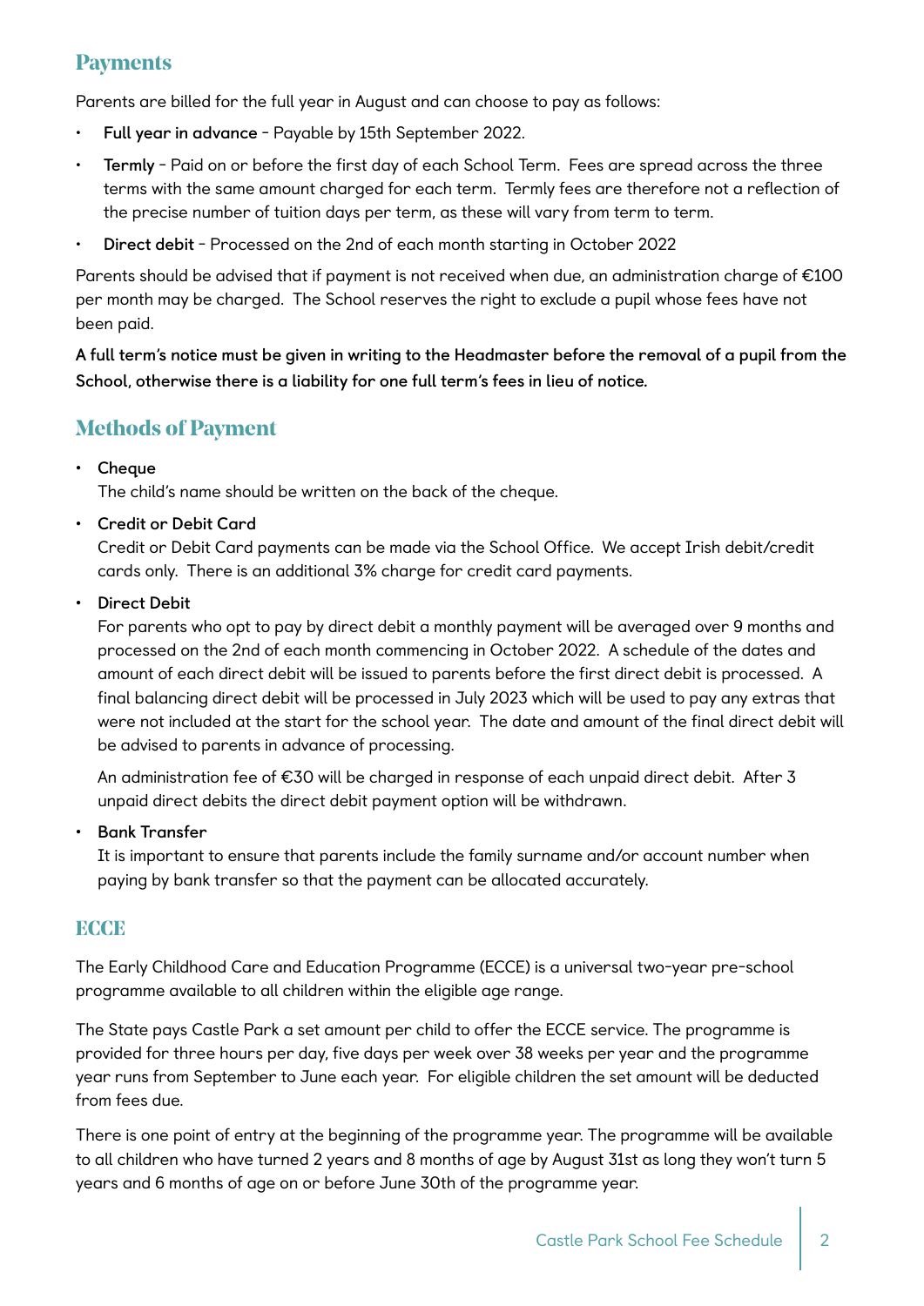## Payments

Parents are billed for the full year in August and can choose to pay as follows:

- **Full year in advance** - Payable by 15th September 2022.
- **Termly** - Paid on or before the first day of each School Term. Fees are spread across the three terms with the same amount charged for each term. Termly fees are therefore not a reflection of the precise number of tuition days per term, as these will vary from term to term.
- **Direct debit** - Processed on the 2nd of each month starting in October 2022

Parents should be advised that if payment is not received when due, an administration charge of €100 per month may be charged. The School reserves the right to exclude a pupil whose fees have not been paid.

**A full term's notice must be given in writing to the Headmaster before the removal of a pupil from the School, otherwise there is a liability for one full term's fees in lieu of notice.**

## Methods of Payment

- **Cheque**
  The child's name should be written on the back of the cheque.
- **Credit or Debit Card**
  Credit or Debit Card payments can be made via the School Office. We accept Irish debit/credit cards only. There is an additional 3% charge for credit card payments.
- **Direct Debit**
  For parents who opt to pay by direct debit a monthly payment will be averaged over 9 months and processed on the 2nd of each month commencing in October 2022. A schedule of the dates and amount of each direct debit will be issued to parents before the first direct debit is processed. A final balancing direct debit will be processed in July 2023 which will be used to pay any extras that were not included at the start for the school year. The date and amount of the final direct debit will be advised to parents in advance of processing.

  An administration fee of €30 will be charged in response of each unpaid direct debit. After 3 unpaid direct debits the direct debit payment option will be withdrawn.
- **Bank Transfer**
  It is important to ensure that parents include the family surname and/or account number when paying by bank transfer so that the payment can be allocated accurately.

### ECCE

The Early Childhood Care and Education Programme (ECCE) is a universal two-year pre-school programme available to all children within the eligible age range.

The State pays Castle Park a set amount per child to offer the ECCE service. The programme is provided for three hours per day, five days per week over 38 weeks per year and the programme year runs from September to June each year. For eligible children the set amount will be deducted from fees due.

There is one point of entry at the beginning of the programme year. The programme will be available to all children who have turned 2 years and 8 months of age by August 31st as long they won't turn 5 years and 6 months of age on or before June 30th of the programme year.